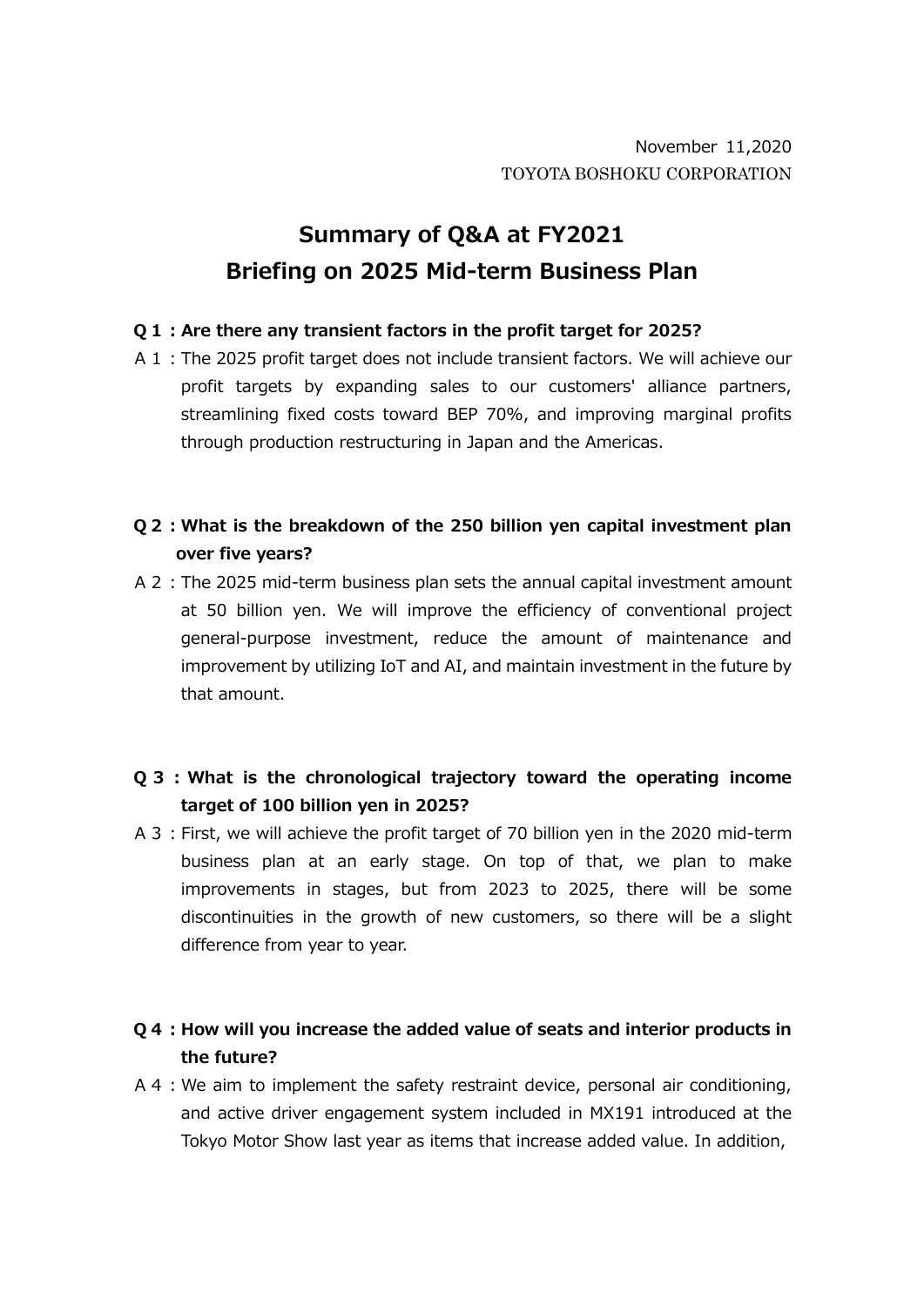November 11,2020

TOYOTA BOSHOKU CORPORATION

# Summary of Q&A at FY2021 Briefing on 2025 Mid-term Business Plan

**Q 1 : Are there any transient factors in the profit target for 2025?**

A 1 : The 2025 profit target does not include transient factors. We will achieve our profit targets by expanding sales to our customers' alliance partners, streamlining fixed costs toward BEP 70%, and improving marginal profits through production restructuring in Japan and the Americas.

**Q 2 : What is the breakdown of the 250 billion yen capital investment plan over five years?**

A 2 : The 2025 mid-term business plan sets the annual capital investment amount at 50 billion yen. We will improve the efficiency of conventional project general-purpose investment, reduce the amount of maintenance and improvement by utilizing IoT and AI, and maintain investment in the future by that amount.

**Q 3 : What is the chronological trajectory toward the operating income target of 100 billion yen in 2025?**

A 3 : First, we will achieve the profit target of 70 billion yen in the 2020 mid-term business plan at an early stage. On top of that, we plan to make improvements in stages, but from 2023 to 2025, there will be some discontinuities in the growth of new customers, so there will be a slight difference from year to year.

**Q 4 : How will you increase the added value of seats and interior products in the future?**

A 4 : We aim to implement the safety restraint device, personal air conditioning, and active driver engagement system included in MX191 introduced at the Tokyo Motor Show last year as items that increase added value. In addition,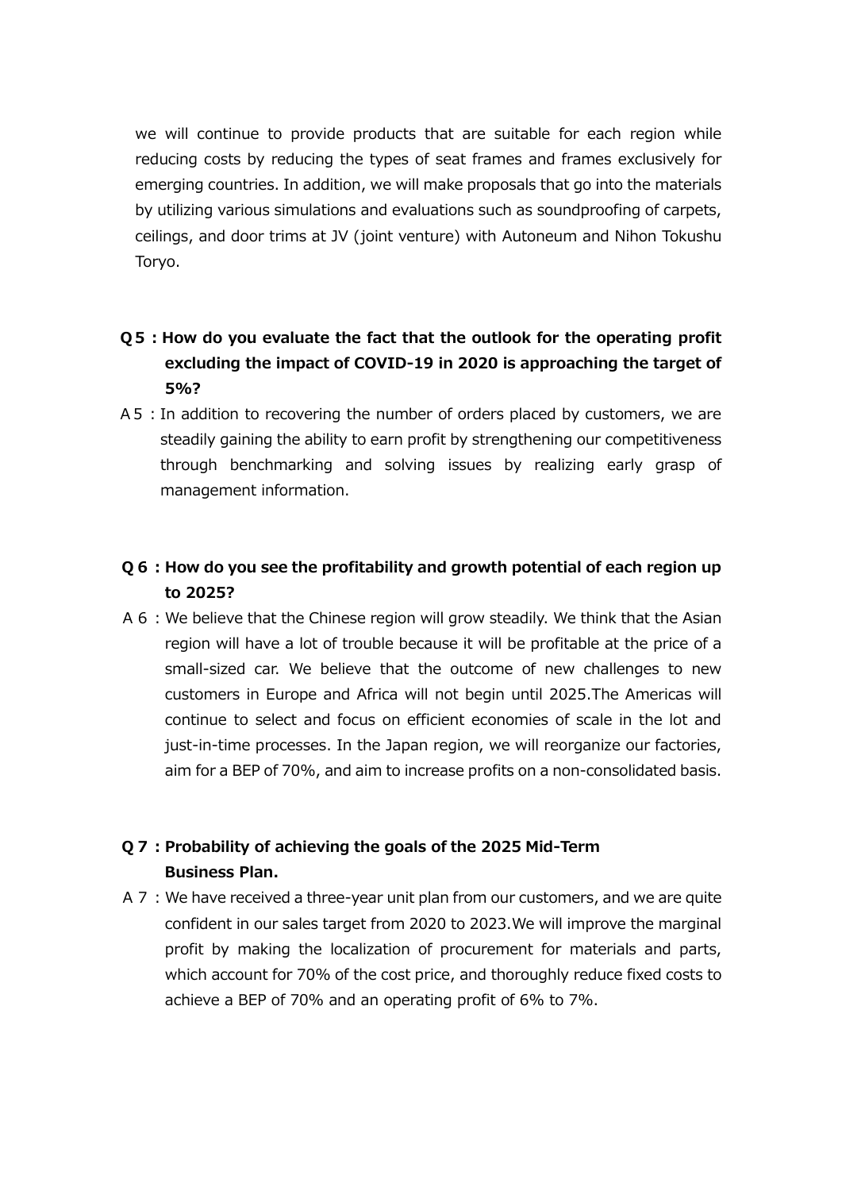we will continue to provide products that are suitable for each region while reducing costs by reducing the types of seat frames and frames exclusively for emerging countries. In addition, we will make proposals that go into the materials by utilizing various simulations and evaluations such as soundproofing of carpets, ceilings, and door trims at JV (joint venture) with Autoneum and Nihon Tokushu Toryo.

**Q5 : How do you evaluate the fact that the outlook for the operating profit excluding the impact of COVID-19 in 2020 is approaching the target of 5%?**

A5 : In addition to recovering the number of orders placed by customers, we are steadily gaining the ability to earn profit by strengthening our competitiveness through benchmarking and solving issues by realizing early grasp of management information.

**Q6 : How do you see the profitability and growth potential of each region up to 2025?**

A6 : We believe that the Chinese region will grow steadily. We think that the Asian region will have a lot of trouble because it will be profitable at the price of a small-sized car. We believe that the outcome of new challenges to new customers in Europe and Africa will not begin until 2025.The Americas will continue to select and focus on efficient economies of scale in the lot and just-in-time processes. In the Japan region, we will reorganize our factories, aim for a BEP of 70%, and aim to increase profits on a non-consolidated basis.

**Q7 : Probability of achieving the goals of the 2025 Mid-Term Business Plan.**

A7 : We have received a three-year unit plan from our customers, and we are quite confident in our sales target from 2020 to 2023.We will improve the marginal profit by making the localization of procurement for materials and parts, which account for 70% of the cost price, and thoroughly reduce fixed costs to achieve a BEP of 70% and an operating profit of 6% to 7%.